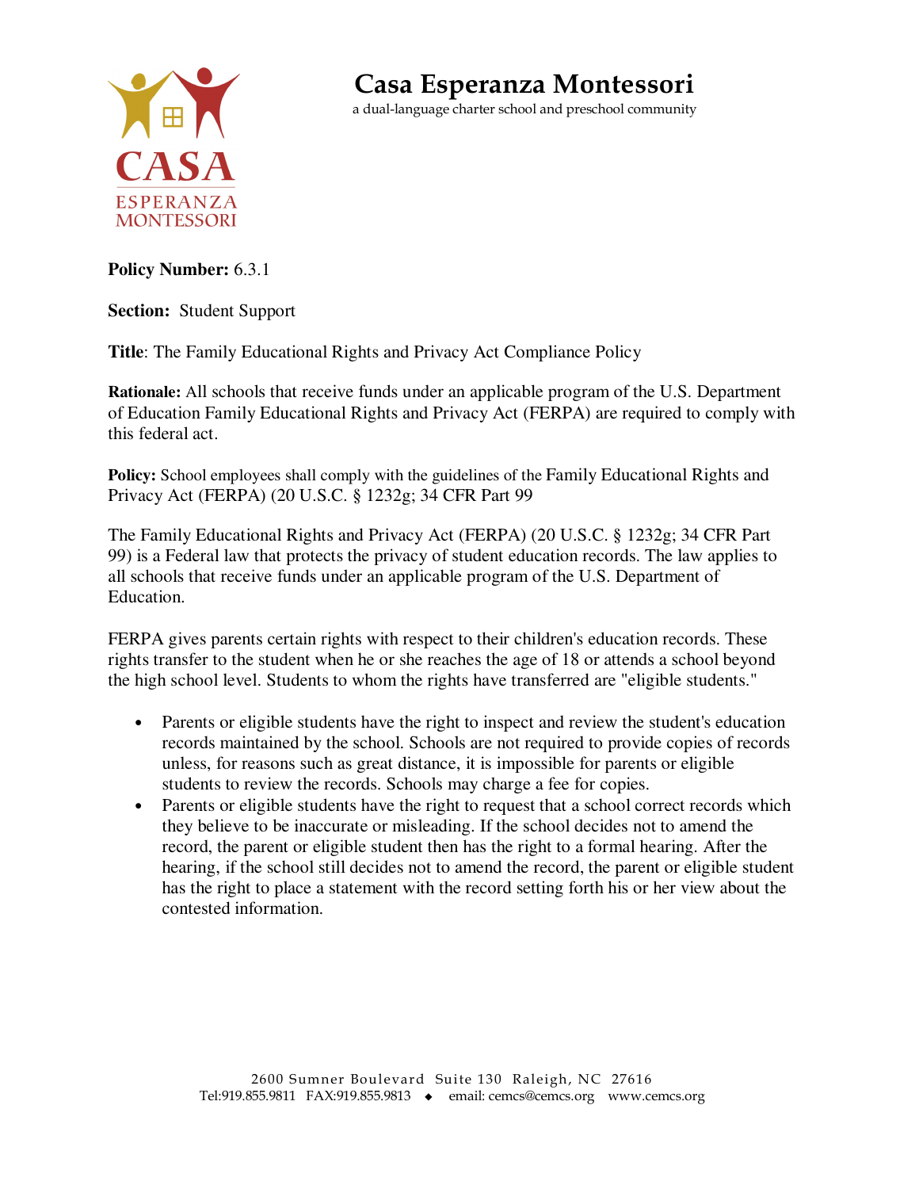# Casa Esperanza Montessori

a dual-language charter school and preschool community

**Policy Number:** 6.3.1

**Section:** Student Support

**Title**: The Family Educational Rights and Privacy Act Compliance Policy

**Rationale:** All schools that receive funds under an applicable program of the U.S. Department of Education Family Educational Rights and Privacy Act (FERPA) are required to comply with this federal act.

**Policy:** School employees shall comply with the guidelines of the Family Educational Rights and Privacy Act (FERPA) (20 U.S.C. § 1232g; 34 CFR Part 99

The Family Educational Rights and Privacy Act (FERPA) (20 U.S.C. § 1232g; 34 CFR Part 99) is a Federal law that protects the privacy of student education records. The law applies to all schools that receive funds under an applicable program of the U.S. Department of Education.

FERPA gives parents certain rights with respect to their children's education records. These rights transfer to the student when he or she reaches the age of 18 or attends a school beyond the high school level. Students to whom the rights have transferred are "eligible students."

- Parents or eligible students have the right to inspect and review the student's education records maintained by the school. Schools are not required to provide copies of records unless, for reasons such as great distance, it is impossible for parents or eligible students to review the records. Schools may charge a fee for copies.
- Parents or eligible students have the right to request that a school correct records which they believe to be inaccurate or misleading. If the school decides not to amend the record, the parent or eligible student then has the right to a formal hearing. After the hearing, if the school still decides not to amend the record, the parent or eligible student has the right to place a statement with the record setting forth his or her view about the contested information.

2600 Sumner Boulevard Suite 130 Raleigh, NC 27616
Tel:919.855.9811 FAX:919.855.9813 ◆ email: cemcs@cemcs.org www.cemcs.org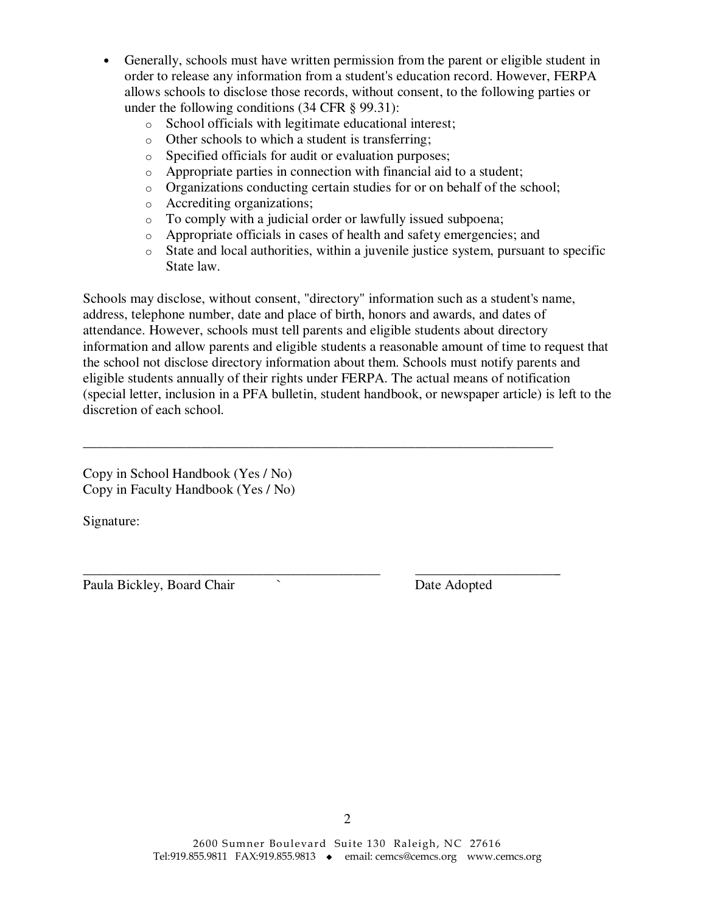- Generally, schools must have written permission from the parent or eligible student in order to release any information from a student's education record. However, FERPA allows schools to disclose those records, without consent, to the following parties or under the following conditions (34 CFR § 99.31):
  - School officials with legitimate educational interest;
  - Other schools to which a student is transferring;
  - Specified officials for audit or evaluation purposes;
  - Appropriate parties in connection with financial aid to a student;
  - Organizations conducting certain studies for or on behalf of the school;
  - Accrediting organizations;
  - To comply with a judicial order or lawfully issued subpoena;
  - Appropriate officials in cases of health and safety emergencies; and
  - State and local authorities, within a juvenile justice system, pursuant to specific State law.

Schools may disclose, without consent, "directory" information such as a student's name, address, telephone number, date and place of birth, honors and awards, and dates of attendance. However, schools must tell parents and eligible students about directory information and allow parents and eligible students a reasonable amount of time to request that the school not disclose directory information about them. Schools must notify parents and eligible students annually of their rights under FERPA. The actual means of notification (special letter, inclusion in a PFA bulletin, student handbook, or newspaper article) is left to the discretion of each school.

______________________________________________________________________

Copy in School Handbook (Yes / No)
Copy in Faculty Handbook (Yes / No)

Signature:

_____________________________________________ _____________________
Paula Bickley, Board Chair ` Date Adopted